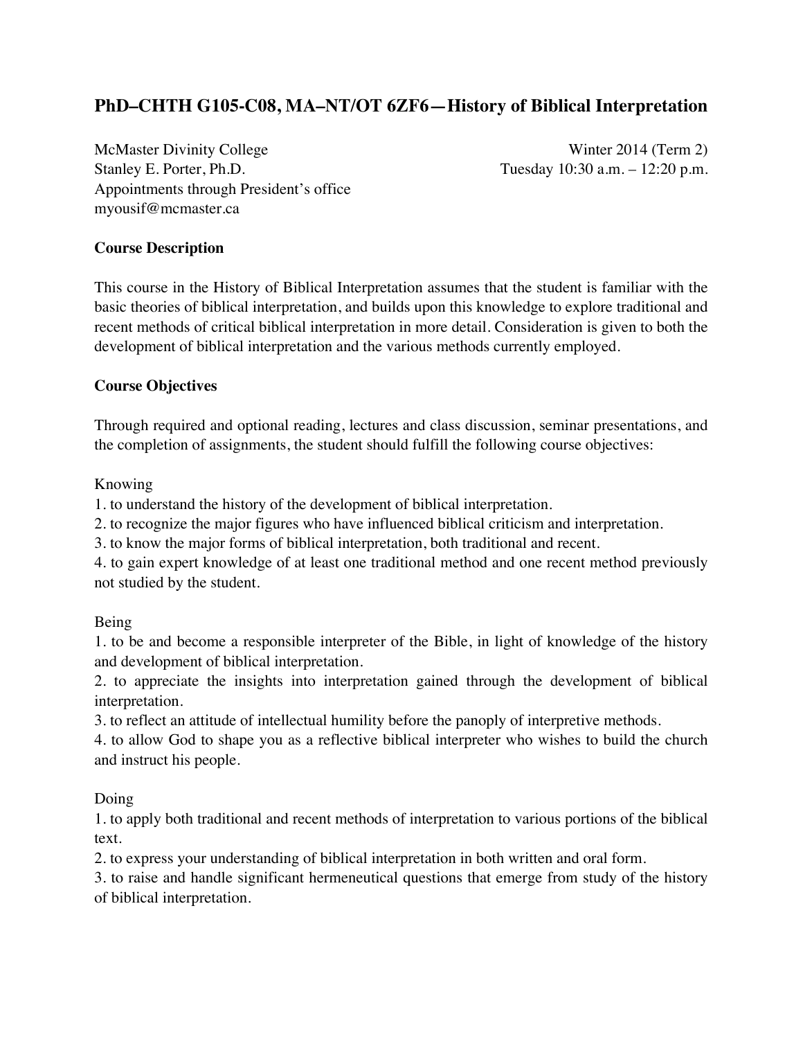# PhD–CHTH G105-C08, MA–NT/OT 6ZF6—History of Biblical Interpretation

McMaster Divinity College
Stanley E. Porter, Ph.D.
Appointments through President's office
myousif@mcmaster.ca

Winter 2014 (Term 2)
Tuesday 10:30 a.m. – 12:20 p.m.

## Course Description

This course in the History of Biblical Interpretation assumes that the student is familiar with the basic theories of biblical interpretation, and builds upon this knowledge to explore traditional and recent methods of critical biblical interpretation in more detail. Consideration is given to both the development of biblical interpretation and the various methods currently employed.

## Course Objectives

Through required and optional reading, lectures and class discussion, seminar presentations, and the completion of assignments, the student should fulfill the following course objectives:

Knowing

1. to understand the history of the development of biblical interpretation.
2. to recognize the major figures who have influenced biblical criticism and interpretation.
3. to know the major forms of biblical interpretation, both traditional and recent.
4. to gain expert knowledge of at least one traditional method and one recent method previously not studied by the student.

Being

1. to be and become a responsible interpreter of the Bible, in light of knowledge of the history and development of biblical interpretation.
2. to appreciate the insights into interpretation gained through the development of biblical interpretation.
3. to reflect an attitude of intellectual humility before the panoply of interpretive methods.
4. to allow God to shape you as a reflective biblical interpreter who wishes to build the church and instruct his people.

Doing

1. to apply both traditional and recent methods of interpretation to various portions of the biblical text.
2. to express your understanding of biblical interpretation in both written and oral form.
3. to raise and handle significant hermeneutical questions that emerge from study of the history of biblical interpretation.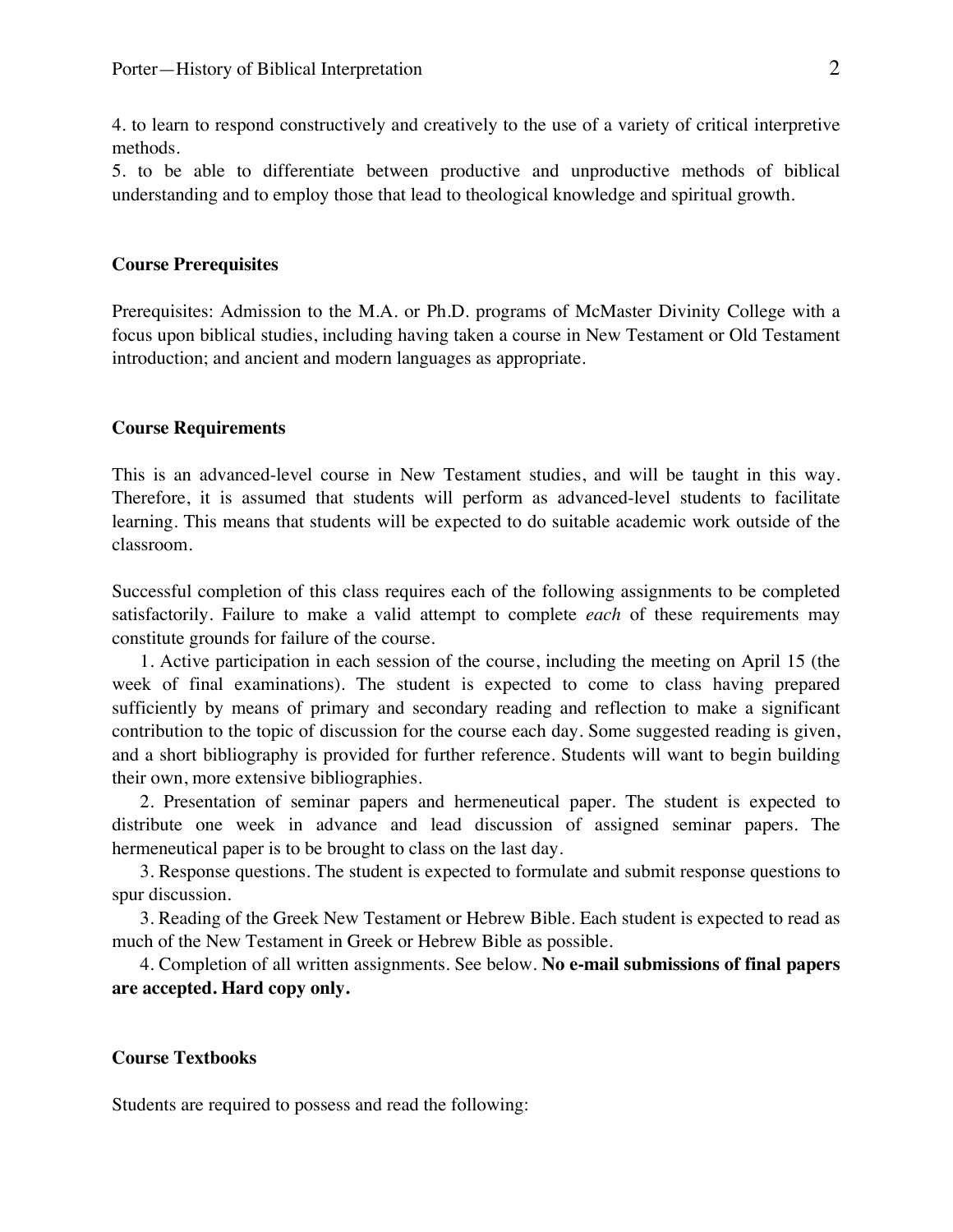4. to learn to respond constructively and creatively to the use of a variety of critical interpretive methods.
5. to be able to differentiate between productive and unproductive methods of biblical understanding and to employ those that lead to theological knowledge and spiritual growth.

**Course Prerequisites**

Prerequisites: Admission to the M.A. or Ph.D. programs of McMaster Divinity College with a focus upon biblical studies, including having taken a course in New Testament or Old Testament introduction; and ancient and modern languages as appropriate.

**Course Requirements**

This is an advanced-level course in New Testament studies, and will be taught in this way. Therefore, it is assumed that students will perform as advanced-level students to facilitate learning. This means that students will be expected to do suitable academic work outside of the classroom.

Successful completion of this class requires each of the following assignments to be completed satisfactorily. Failure to make a valid attempt to complete *each* of these requirements may constitute grounds for failure of the course.

1. Active participation in each session of the course, including the meeting on April 15 (the week of final examinations). The student is expected to come to class having prepared sufficiently by means of primary and secondary reading and reflection to make a significant contribution to the topic of discussion for the course each day. Some suggested reading is given, and a short bibliography is provided for further reference. Students will want to begin building their own, more extensive bibliographies.

2. Presentation of seminar papers and hermeneutical paper. The student is expected to distribute one week in advance and lead discussion of assigned seminar papers. The hermeneutical paper is to be brought to class on the last day.

3. Response questions. The student is expected to formulate and submit response questions to spur discussion.

3. Reading of the Greek New Testament or Hebrew Bible. Each student is expected to read as much of the New Testament in Greek or Hebrew Bible as possible.

4. Completion of all written assignments. See below. **No e-mail submissions of final papers are accepted. Hard copy only.**

**Course Textbooks**

Students are required to possess and read the following: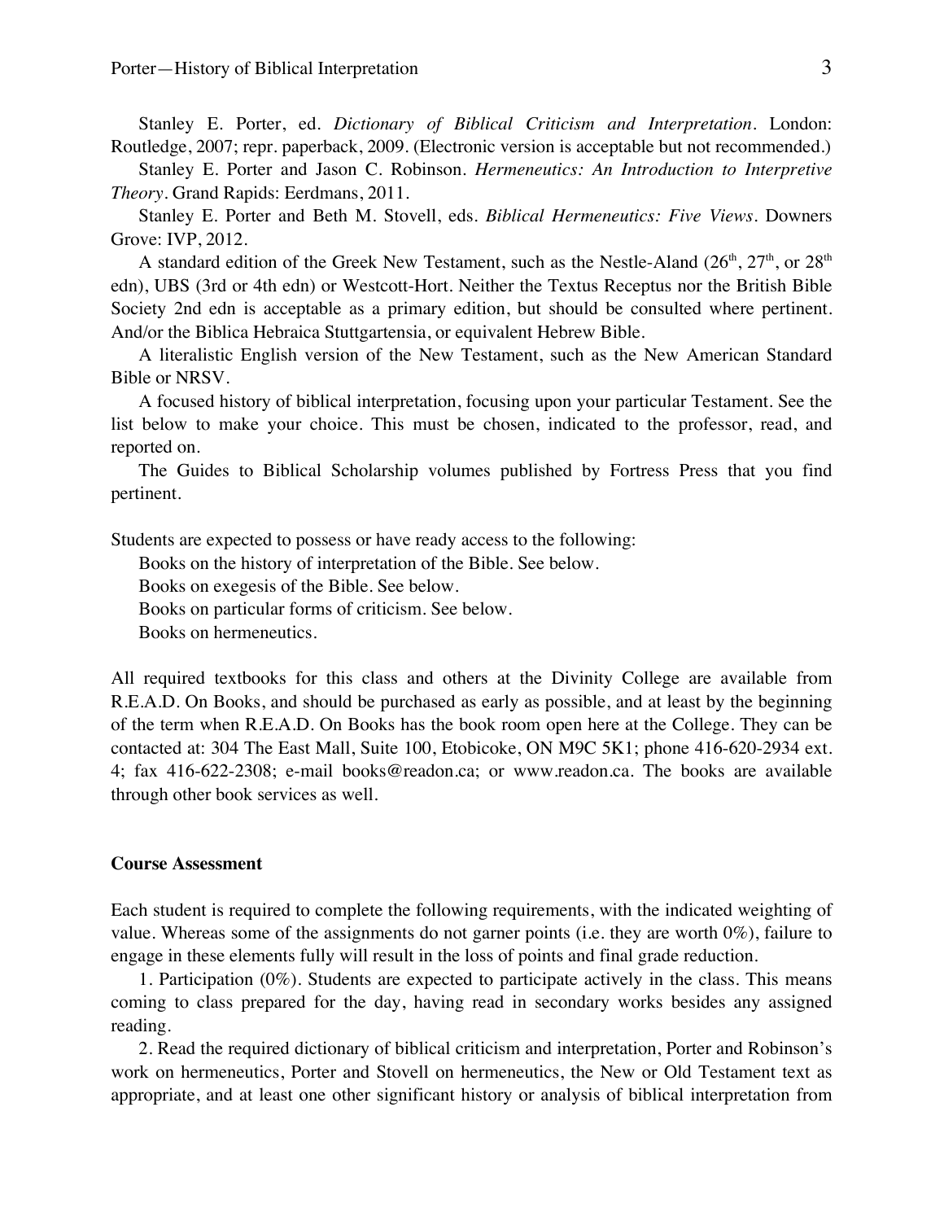Stanley E. Porter, ed. *Dictionary of Biblical Criticism and Interpretation*. London: Routledge, 2007; repr. paperback, 2009. (Electronic version is acceptable but not recommended.)

Stanley E. Porter and Jason C. Robinson. *Hermeneutics: An Introduction to Interpretive Theory*. Grand Rapids: Eerdmans, 2011.

Stanley E. Porter and Beth M. Stovell, eds. *Biblical Hermeneutics: Five Views*. Downers Grove: IVP, 2012.

A standard edition of the Greek New Testament, such as the Nestle-Aland (26th, 27th, or 28th edn), UBS (3rd or 4th edn) or Westcott-Hort. Neither the Textus Receptus nor the British Bible Society 2nd edn is acceptable as a primary edition, but should be consulted where pertinent. And/or the Biblica Hebraica Stuttgartensia, or equivalent Hebrew Bible.

A literalistic English version of the New Testament, such as the New American Standard Bible or NRSV.

A focused history of biblical interpretation, focusing upon your particular Testament. See the list below to make your choice. This must be chosen, indicated to the professor, read, and reported on.

The Guides to Biblical Scholarship volumes published by Fortress Press that you find pertinent.

Students are expected to possess or have ready access to the following:

Books on the history of interpretation of the Bible. See below.
Books on exegesis of the Bible. See below.
Books on particular forms of criticism. See below.
Books on hermeneutics.

All required textbooks for this class and others at the Divinity College are available from R.E.A.D. On Books, and should be purchased as early as possible, and at least by the beginning of the term when R.E.A.D. On Books has the book room open here at the College. They can be contacted at: 304 The East Mall, Suite 100, Etobicoke, ON M9C 5K1; phone 416-620-2934 ext. 4; fax 416-622-2308; e-mail books@readon.ca; or www.readon.ca. The books are available through other book services as well.

**Course Assessment**

Each student is required to complete the following requirements, with the indicated weighting of value. Whereas some of the assignments do not garner points (i.e. they are worth 0%), failure to engage in these elements fully will result in the loss of points and final grade reduction.

1. Participation (0%). Students are expected to participate actively in the class. This means coming to class prepared for the day, having read in secondary works besides any assigned reading.

2. Read the required dictionary of biblical criticism and interpretation, Porter and Robinson's work on hermeneutics, Porter and Stovell on hermeneutics, the New or Old Testament text as appropriate, and at least one other significant history or analysis of biblical interpretation from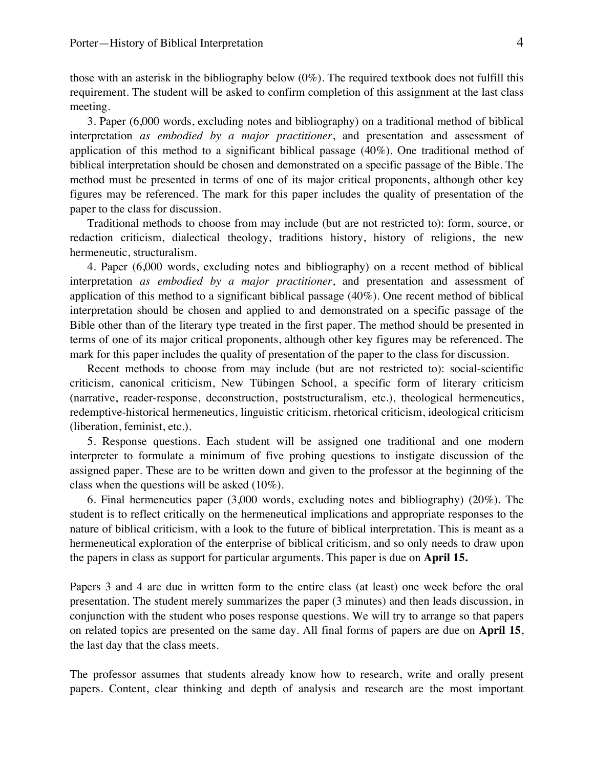those with an asterisk in the bibliography below (0%). The required textbook does not fulfill this requirement. The student will be asked to confirm completion of this assignment at the last class meeting.

3. Paper (6,000 words, excluding notes and bibliography) on a traditional method of biblical interpretation *as embodied by a major practitioner*, and presentation and assessment of application of this method to a significant biblical passage (40%). One traditional method of biblical interpretation should be chosen and demonstrated on a specific passage of the Bible. The method must be presented in terms of one of its major critical proponents, although other key figures may be referenced. The mark for this paper includes the quality of presentation of the paper to the class for discussion.

Traditional methods to choose from may include (but are not restricted to): form, source, or redaction criticism, dialectical theology, traditions history, history of religions, the new hermeneutic, structuralism.

4. Paper (6,000 words, excluding notes and bibliography) on a recent method of biblical interpretation *as embodied by a major practitioner*, and presentation and assessment of application of this method to a significant biblical passage (40%). One recent method of biblical interpretation should be chosen and applied to and demonstrated on a specific passage of the Bible other than of the literary type treated in the first paper. The method should be presented in terms of one of its major critical proponents, although other key figures may be referenced. The mark for this paper includes the quality of presentation of the paper to the class for discussion.

Recent methods to choose from may include (but are not restricted to): social-scientific criticism, canonical criticism, New Tübingen School, a specific form of literary criticism (narrative, reader-response, deconstruction, poststructuralism, etc.), theological hermeneutics, redemptive-historical hermeneutics, linguistic criticism, rhetorical criticism, ideological criticism (liberation, feminist, etc.).

5. Response questions. Each student will be assigned one traditional and one modern interpreter to formulate a minimum of five probing questions to instigate discussion of the assigned paper. These are to be written down and given to the professor at the beginning of the class when the questions will be asked (10%).

6. Final hermeneutics paper (3,000 words, excluding notes and bibliography) (20%). The student is to reflect critically on the hermeneutical implications and appropriate responses to the nature of biblical criticism, with a look to the future of biblical interpretation. This is meant as a hermeneutical exploration of the enterprise of biblical criticism, and so only needs to draw upon the papers in class as support for particular arguments. This paper is due on **April 15.**

Papers 3 and 4 are due in written form to the entire class (at least) one week before the oral presentation. The student merely summarizes the paper (3 minutes) and then leads discussion, in conjunction with the student who poses response questions. We will try to arrange so that papers on related topics are presented on the same day. All final forms of papers are due on **April 15**, the last day that the class meets.

The professor assumes that students already know how to research, write and orally present papers. Content, clear thinking and depth of analysis and research are the most important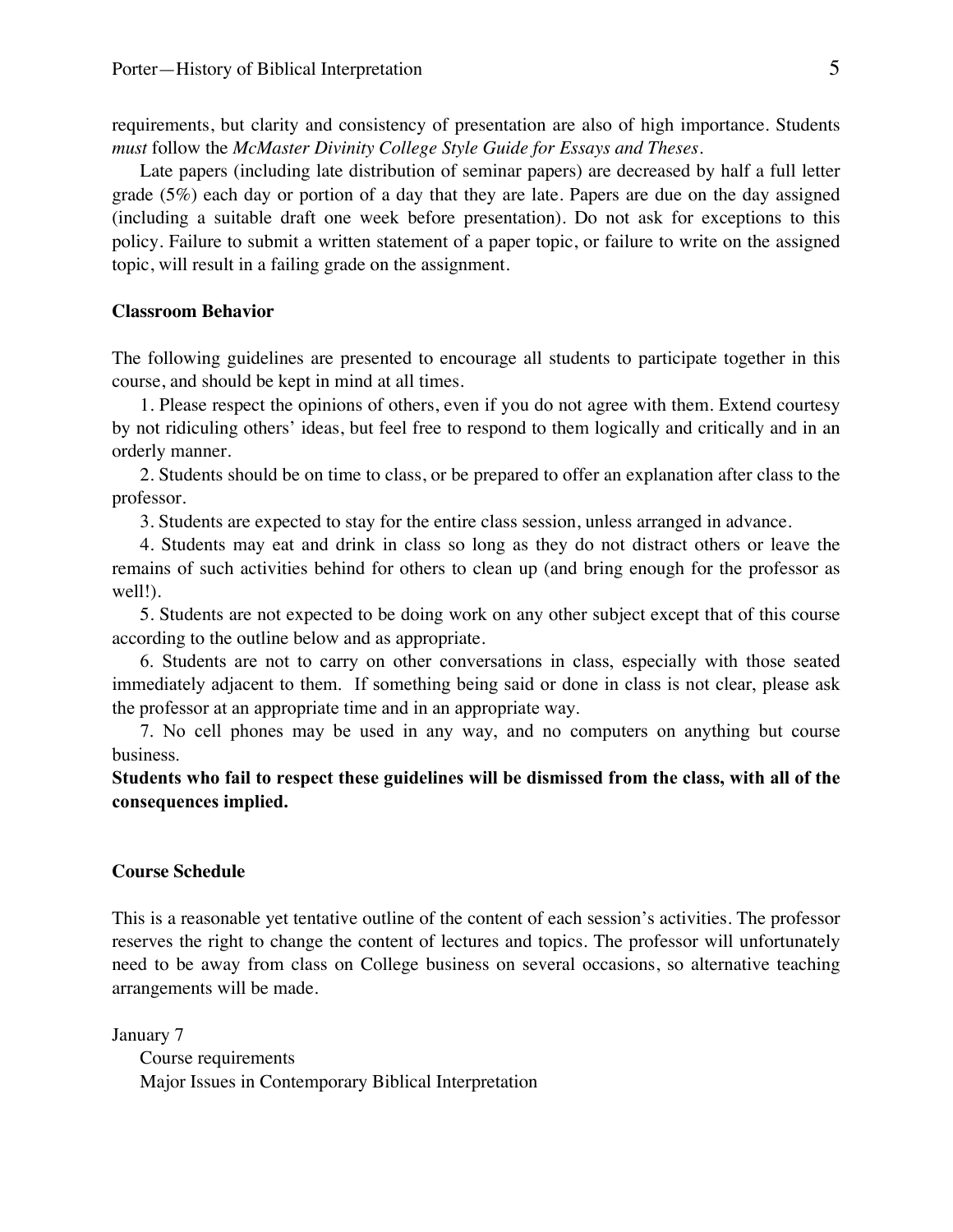requirements, but clarity and consistency of presentation are also of high importance. Students *must* follow the *McMaster Divinity College Style Guide for Essays and Theses*.

Late papers (including late distribution of seminar papers) are decreased by half a full letter grade (5%) each day or portion of a day that they are late. Papers are due on the day assigned (including a suitable draft one week before presentation). Do not ask for exceptions to this policy. Failure to submit a written statement of a paper topic, or failure to write on the assigned topic, will result in a failing grade on the assignment.

**Classroom Behavior**

The following guidelines are presented to encourage all students to participate together in this course, and should be kept in mind at all times.

1. Please respect the opinions of others, even if you do not agree with them. Extend courtesy by not ridiculing others' ideas, but feel free to respond to them logically and critically and in an orderly manner.

2. Students should be on time to class, or be prepared to offer an explanation after class to the professor.

3. Students are expected to stay for the entire class session, unless arranged in advance.

4. Students may eat and drink in class so long as they do not distract others or leave the remains of such activities behind for others to clean up (and bring enough for the professor as well!).

5. Students are not expected to be doing work on any other subject except that of this course according to the outline below and as appropriate.

6. Students are not to carry on other conversations in class, especially with those seated immediately adjacent to them. If something being said or done in class is not clear, please ask the professor at an appropriate time and in an appropriate way.

7. No cell phones may be used in any way, and no computers on anything but course business.

**Students who fail to respect these guidelines will be dismissed from the class, with all of the consequences implied.**

**Course Schedule**

This is a reasonable yet tentative outline of the content of each session's activities. The professor reserves the right to change the content of lectures and topics. The professor will unfortunately need to be away from class on College business on several occasions, so alternative teaching arrangements will be made.

January 7

Course requirements

Major Issues in Contemporary Biblical Interpretation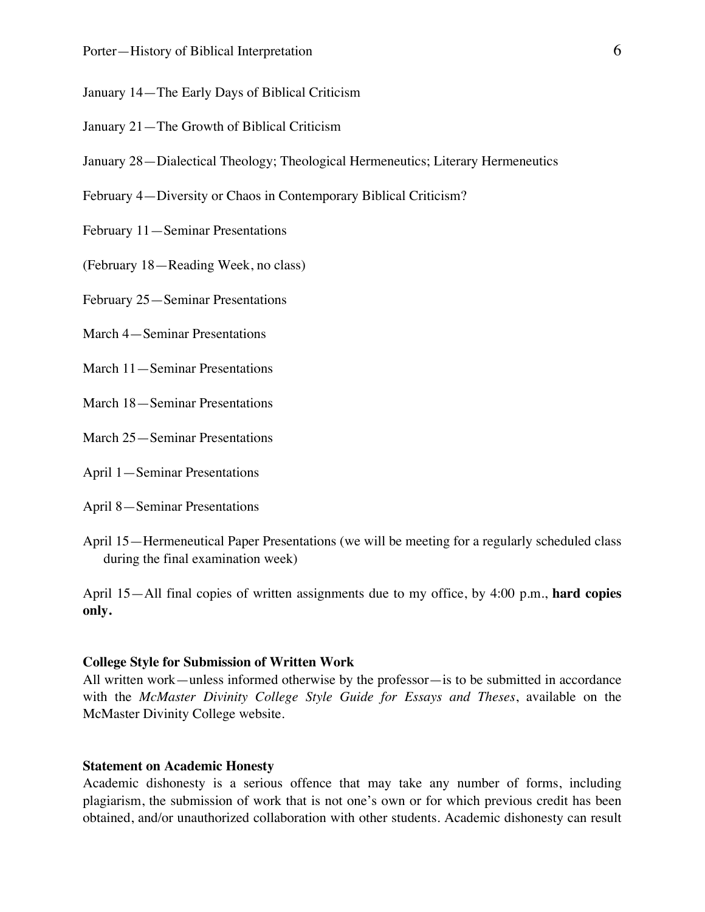January 14—The Early Days of Biblical Criticism

January 21—The Growth of Biblical Criticism

January 28—Dialectical Theology; Theological Hermeneutics; Literary Hermeneutics

February 4—Diversity or Chaos in Contemporary Biblical Criticism?

February 11—Seminar Presentations

(February 18—Reading Week, no class)

February 25—Seminar Presentations

March 4—Seminar Presentations

March 11—Seminar Presentations

March 18—Seminar Presentations

March 25—Seminar Presentations

April 1—Seminar Presentations

April 8—Seminar Presentations

April 15—Hermeneutical Paper Presentations (we will be meeting for a regularly scheduled class during the final examination week)

April 15—All final copies of written assignments due to my office, by 4:00 p.m., **hard copies only.**

**College Style for Submission of Written Work**

All written work—unless informed otherwise by the professor—is to be submitted in accordance with the *McMaster Divinity College Style Guide for Essays and Theses*, available on the McMaster Divinity College website.

**Statement on Academic Honesty**

Academic dishonesty is a serious offence that may take any number of forms, including plagiarism, the submission of work that is not one's own or for which previous credit has been obtained, and/or unauthorized collaboration with other students. Academic dishonesty can result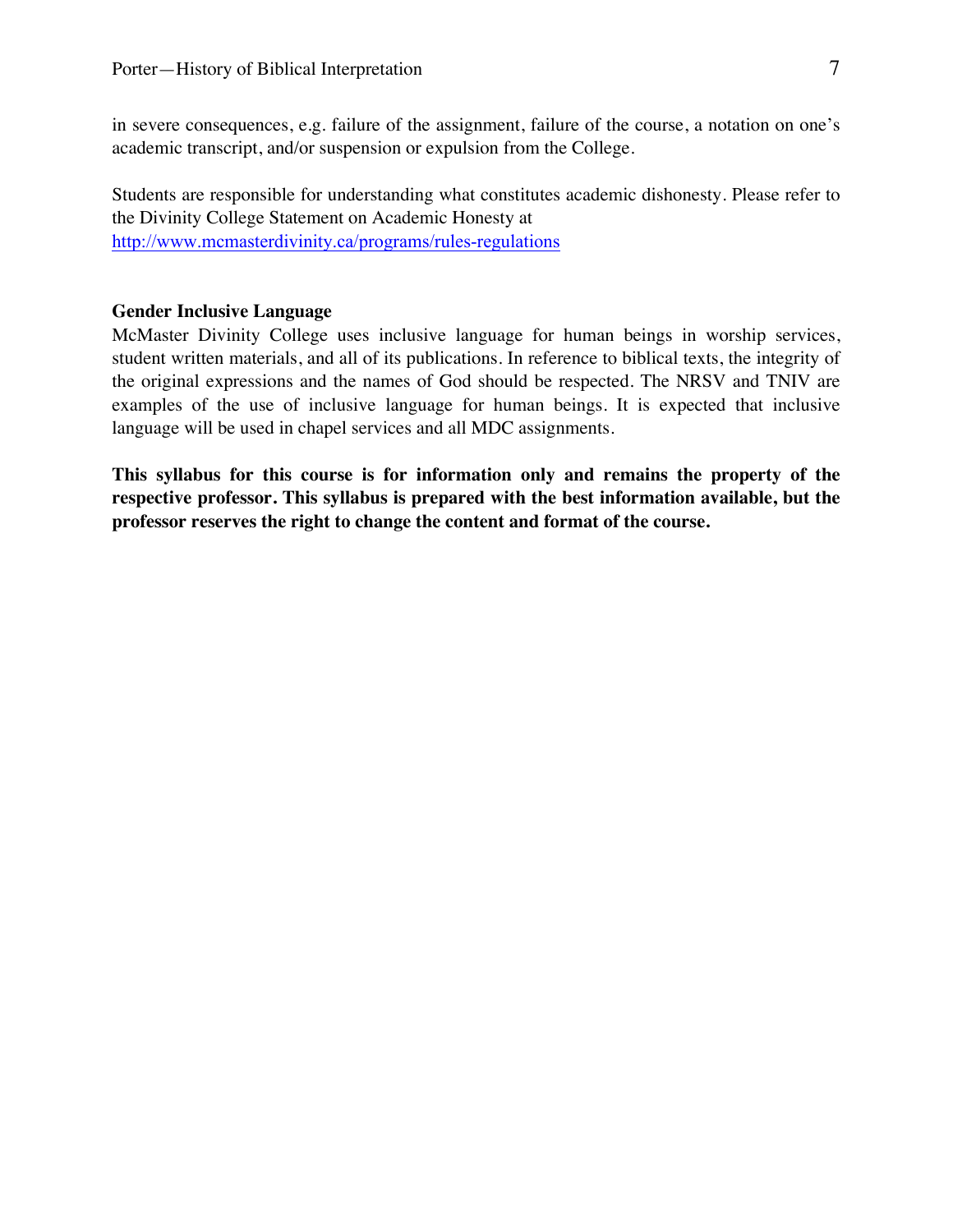in severe consequences, e.g. failure of the assignment, failure of the course, a notation on one's academic transcript, and/or suspension or expulsion from the College.

Students are responsible for understanding what constitutes academic dishonesty. Please refer to the Divinity College Statement on Academic Honesty at
http://www.mcmasterdivinity.ca/programs/rules-regulations

**Gender Inclusive Language**

McMaster Divinity College uses inclusive language for human beings in worship services, student written materials, and all of its publications. In reference to biblical texts, the integrity of the original expressions and the names of God should be respected. The NRSV and TNIV are examples of the use of inclusive language for human beings. It is expected that inclusive language will be used in chapel services and all MDC assignments.

**This syllabus for this course is for information only and remains the property of the respective professor. This syllabus is prepared with the best information available, but the professor reserves the right to change the content and format of the course.**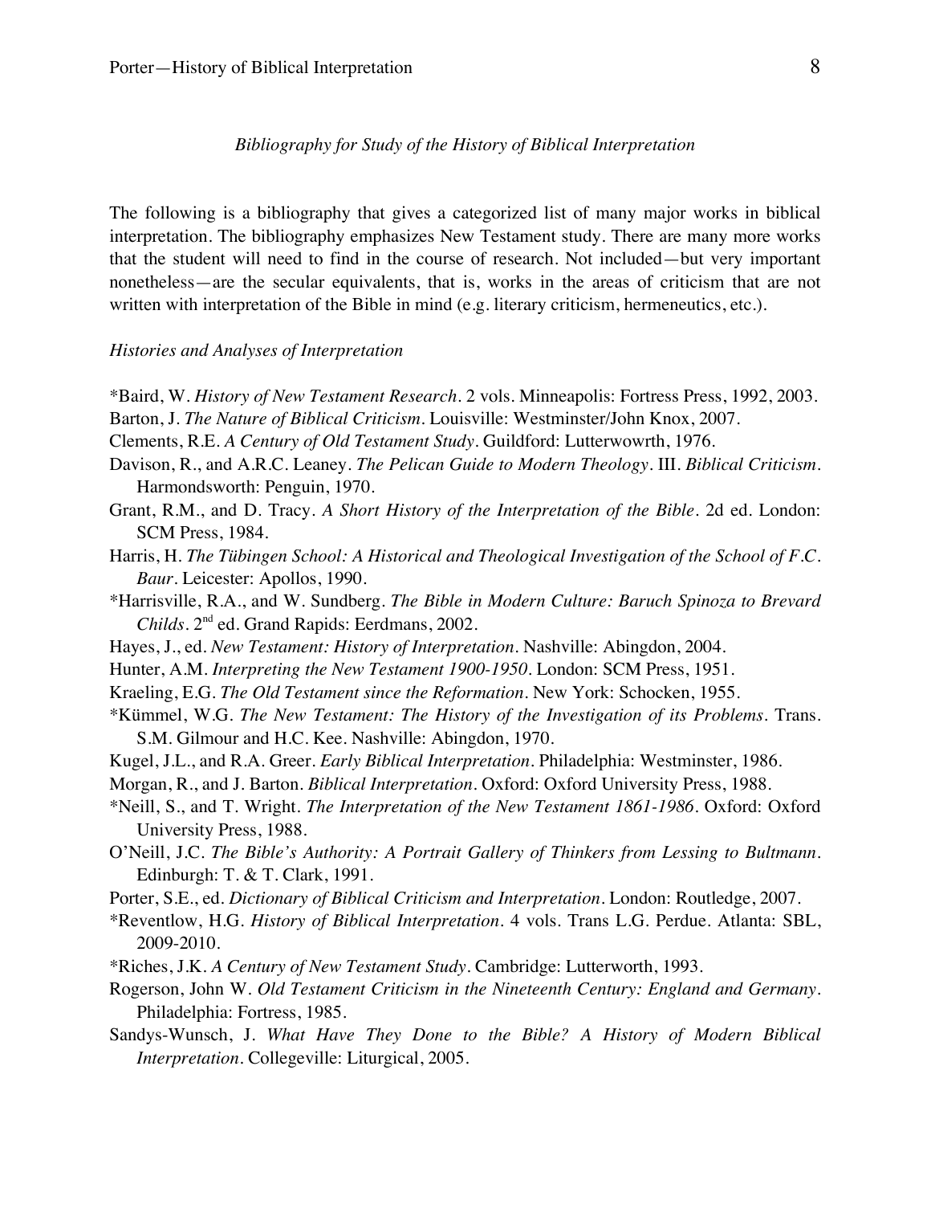*Bibliography for Study of the History of Biblical Interpretation*

The following is a bibliography that gives a categorized list of many major works in biblical interpretation. The bibliography emphasizes New Testament study. There are many more works that the student will need to find in the course of research. Not included—but very important nonetheless—are the secular equivalents, that is, works in the areas of criticism that are not written with interpretation of the Bible in mind (e.g. literary criticism, hermeneutics, etc.).

*Histories and Analyses of Interpretation*

*Baird, W. *History of New Testament Research*. 2 vols. Minneapolis: Fortress Press, 1992, 2003.

Barton, J. *The Nature of Biblical Criticism*. Louisville: Westminster/John Knox, 2007.

Clements, R.E. *A Century of Old Testament Study*. Guildford: Lutterwowrth, 1976.

Davison, R., and A.R.C. Leaney. *The Pelican Guide to Modern Theology*. III. *Biblical Criticism*. Harmondsworth: Penguin, 1970.

Grant, R.M., and D. Tracy. *A Short History of the Interpretation of the Bible*. 2d ed. London: SCM Press, 1984.

Harris, H. *The Tübingen School: A Historical and Theological Investigation of the School of F.C. Baur*. Leicester: Apollos, 1990.

*Harrisville, R.A., and W. Sundberg. *The Bible in Modern Culture: Baruch Spinoza to Brevard Childs*. 2nd ed. Grand Rapids: Eerdmans, 2002.

Hayes, J., ed. *New Testament: History of Interpretation*. Nashville: Abingdon, 2004.

Hunter, A.M. *Interpreting the New Testament 1900-1950*. London: SCM Press, 1951.

Kraeling, E.G. *The Old Testament since the Reformation*. New York: Schocken, 1955.

*Kümmel, W.G. *The New Testament: The History of the Investigation of its Problems*. Trans. S.M. Gilmour and H.C. Kee. Nashville: Abingdon, 1970.

Kugel, J.L., and R.A. Greer. *Early Biblical Interpretation*. Philadelphia: Westminster, 1986.

Morgan, R., and J. Barton. *Biblical Interpretation*. Oxford: Oxford University Press, 1988.

*Neill, S., and T. Wright. *The Interpretation of the New Testament 1861-1986*. Oxford: Oxford University Press, 1988.

O'Neill, J.C. *The Bible's Authority: A Portrait Gallery of Thinkers from Lessing to Bultmann*. Edinburgh: T. & T. Clark, 1991.

Porter, S.E., ed. *Dictionary of Biblical Criticism and Interpretation*. London: Routledge, 2007.

*Reventlow, H.G. *History of Biblical Interpretation*. 4 vols. Trans L.G. Perdue. Atlanta: SBL, 2009-2010.

*Riches, J.K. *A Century of New Testament Study*. Cambridge: Lutterworth, 1993.

Rogerson, John W. *Old Testament Criticism in the Nineteenth Century: England and Germany*. Philadelphia: Fortress, 1985.

Sandys-Wunsch, J. *What Have They Done to the Bible? A History of Modern Biblical Interpretation*. Collegeville: Liturgical, 2005.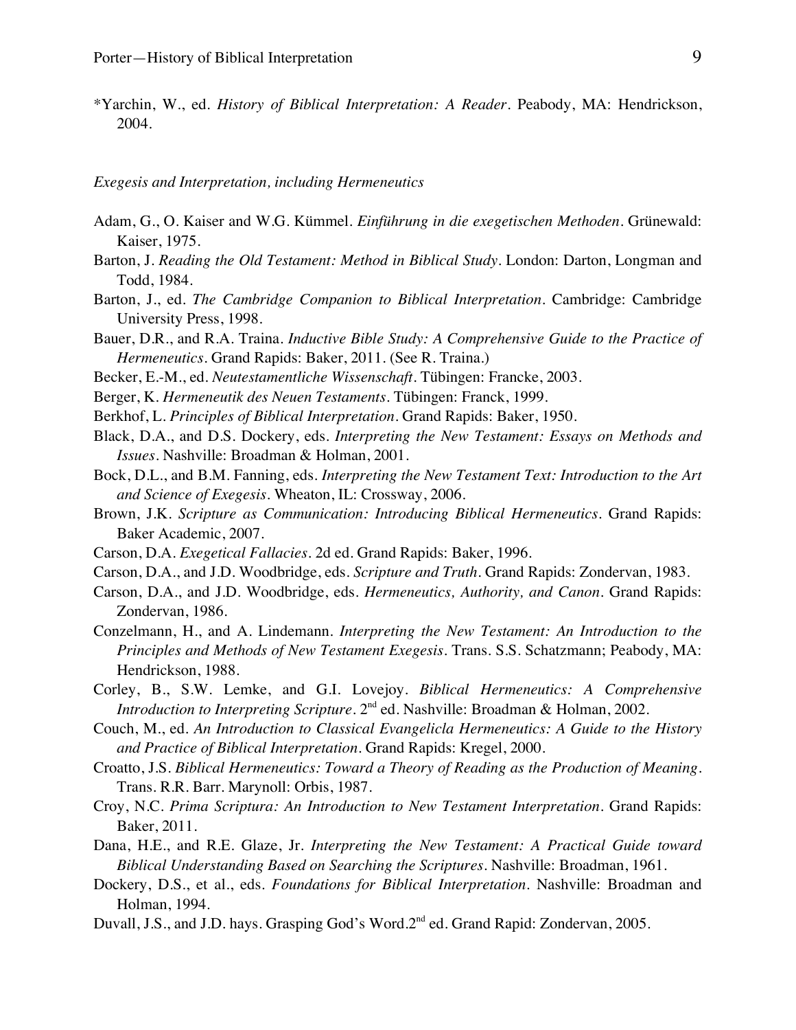*Yarchin, W., ed. *History of Biblical Interpretation: A Reader*. Peabody, MA: Hendrickson, 2004.

*Exegesis and Interpretation, including Hermeneutics*

Adam, G., O. Kaiser and W.G. Kümmel. *Einführung in die exegetischen Methoden*. Grünewald: Kaiser, 1975.

Barton, J. *Reading the Old Testament: Method in Biblical Study*. London: Darton, Longman and Todd, 1984.

Barton, J., ed. *The Cambridge Companion to Biblical Interpretation*. Cambridge: Cambridge University Press, 1998.

Bauer, D.R., and R.A. Traina. *Inductive Bible Study: A Comprehensive Guide to the Practice of Hermeneutics*. Grand Rapids: Baker, 2011. (See R. Traina.)

Becker, E.-M., ed. *Neutestamentliche Wissenschaft*. Tübingen: Francke, 2003.

Berger, K. *Hermeneutik des Neuen Testaments*. Tübingen: Franck, 1999.

Berkhof, L. *Principles of Biblical Interpretation*. Grand Rapids: Baker, 1950.

Black, D.A., and D.S. Dockery, eds. *Interpreting the New Testament: Essays on Methods and Issues*. Nashville: Broadman & Holman, 2001.

Bock, D.L., and B.M. Fanning, eds. *Interpreting the New Testament Text: Introduction to the Art and Science of Exegesis*. Wheaton, IL: Crossway, 2006.

Brown, J.K. *Scripture as Communication: Introducing Biblical Hermeneutics*. Grand Rapids: Baker Academic, 2007.

Carson, D.A. *Exegetical Fallacies*. 2d ed. Grand Rapids: Baker, 1996.

Carson, D.A., and J.D. Woodbridge, eds. *Scripture and Truth*. Grand Rapids: Zondervan, 1983.

Carson, D.A., and J.D. Woodbridge, eds. *Hermeneutics, Authority, and Canon*. Grand Rapids: Zondervan, 1986.

Conzelmann, H., and A. Lindemann. *Interpreting the New Testament: An Introduction to the Principles and Methods of New Testament Exegesis*. Trans. S.S. Schatzmann; Peabody, MA: Hendrickson, 1988.

Corley, B., S.W. Lemke, and G.I. Lovejoy. *Biblical Hermeneutics: A Comprehensive Introduction to Interpreting Scripture*. 2nd ed. Nashville: Broadman & Holman, 2002.

Couch, M., ed. *An Introduction to Classical Evangelicla Hermeneutics: A Guide to the History and Practice of Biblical Interpretation*. Grand Rapids: Kregel, 2000.

Croatto, J.S. *Biblical Hermeneutics: Toward a Theory of Reading as the Production of Meaning*. Trans. R.R. Barr. Marynoll: Orbis, 1987.

Croy, N.C. *Prima Scriptura: An Introduction to New Testament Interpretation*. Grand Rapids: Baker, 2011.

Dana, H.E., and R.E. Glaze, Jr. *Interpreting the New Testament: A Practical Guide toward Biblical Understanding Based on Searching the Scriptures*. Nashville: Broadman, 1961.

Dockery, D.S., et al., eds. *Foundations for Biblical Interpretation*. Nashville: Broadman and Holman, 1994.

Duvall, J.S., and J.D. hays. Grasping God's Word.2nd ed. Grand Rapid: Zondervan, 2005.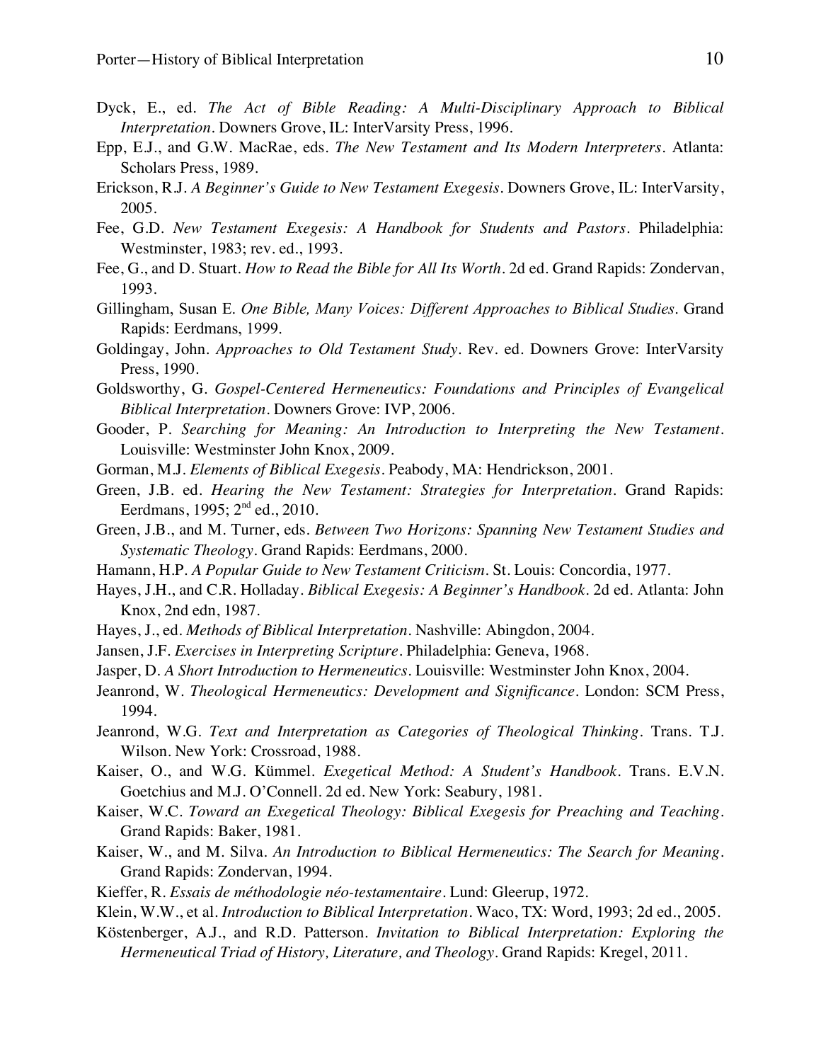Dyck, E., ed. *The Act of Bible Reading: A Multi-Disciplinary Approach to Biblical Interpretation*. Downers Grove, IL: InterVarsity Press, 1996.

Epp, E.J., and G.W. MacRae, eds. *The New Testament and Its Modern Interpreters*. Atlanta: Scholars Press, 1989.

Erickson, R.J. *A Beginner's Guide to New Testament Exegesis*. Downers Grove, IL: InterVarsity, 2005.

Fee, G.D. *New Testament Exegesis: A Handbook for Students and Pastors*. Philadelphia: Westminster, 1983; rev. ed., 1993.

Fee, G., and D. Stuart. *How to Read the Bible for All Its Worth*. 2d ed. Grand Rapids: Zondervan, 1993.

Gillingham, Susan E. *One Bible, Many Voices: Different Approaches to Biblical Studies*. Grand Rapids: Eerdmans, 1999.

Goldingay, John. *Approaches to Old Testament Study*. Rev. ed. Downers Grove: InterVarsity Press, 1990.

Goldsworthy, G. *Gospel-Centered Hermeneutics: Foundations and Principles of Evangelical Biblical Interpretation*. Downers Grove: IVP, 2006.

Gooder, P. *Searching for Meaning: An Introduction to Interpreting the New Testament*. Louisville: Westminster John Knox, 2009.

Gorman, M.J. *Elements of Biblical Exegesis*. Peabody, MA: Hendrickson, 2001.

Green, J.B. ed. *Hearing the New Testament: Strategies for Interpretation*. Grand Rapids: Eerdmans, 1995; 2nd ed., 2010.

Green, J.B., and M. Turner, eds. *Between Two Horizons: Spanning New Testament Studies and Systematic Theology*. Grand Rapids: Eerdmans, 2000.

Hamann, H.P. *A Popular Guide to New Testament Criticism*. St. Louis: Concordia, 1977.

Hayes, J.H., and C.R. Holladay. *Biblical Exegesis: A Beginner's Handbook*. 2d ed. Atlanta: John Knox, 2nd edn, 1987.

Hayes, J., ed. *Methods of Biblical Interpretation*. Nashville: Abingdon, 2004.

Jansen, J.F. *Exercises in Interpreting Scripture*. Philadelphia: Geneva, 1968.

Jasper, D. *A Short Introduction to Hermeneutics*. Louisville: Westminster John Knox, 2004.

Jeanrond, W. *Theological Hermeneutics: Development and Significance*. London: SCM Press, 1994.

Jeanrond, W.G. *Text and Interpretation as Categories of Theological Thinking*. Trans. T.J. Wilson. New York: Crossroad, 1988.

Kaiser, O., and W.G. Kümmel. *Exegetical Method: A Student's Handbook*. Trans. E.V.N. Goetchius and M.J. O'Connell. 2d ed. New York: Seabury, 1981.

Kaiser, W.C. *Toward an Exegetical Theology: Biblical Exegesis for Preaching and Teaching*. Grand Rapids: Baker, 1981.

Kaiser, W., and M. Silva. *An Introduction to Biblical Hermeneutics: The Search for Meaning*. Grand Rapids: Zondervan, 1994.

Kieffer, R. *Essais de méthodologie néo-testamentaire*. Lund: Gleerup, 1972.

Klein, W.W., et al. *Introduction to Biblical Interpretation*. Waco, TX: Word, 1993; 2d ed., 2005.

Köstenberger, A.J., and R.D. Patterson. *Invitation to Biblical Interpretation: Exploring the Hermeneutical Triad of History, Literature, and Theology*. Grand Rapids: Kregel, 2011.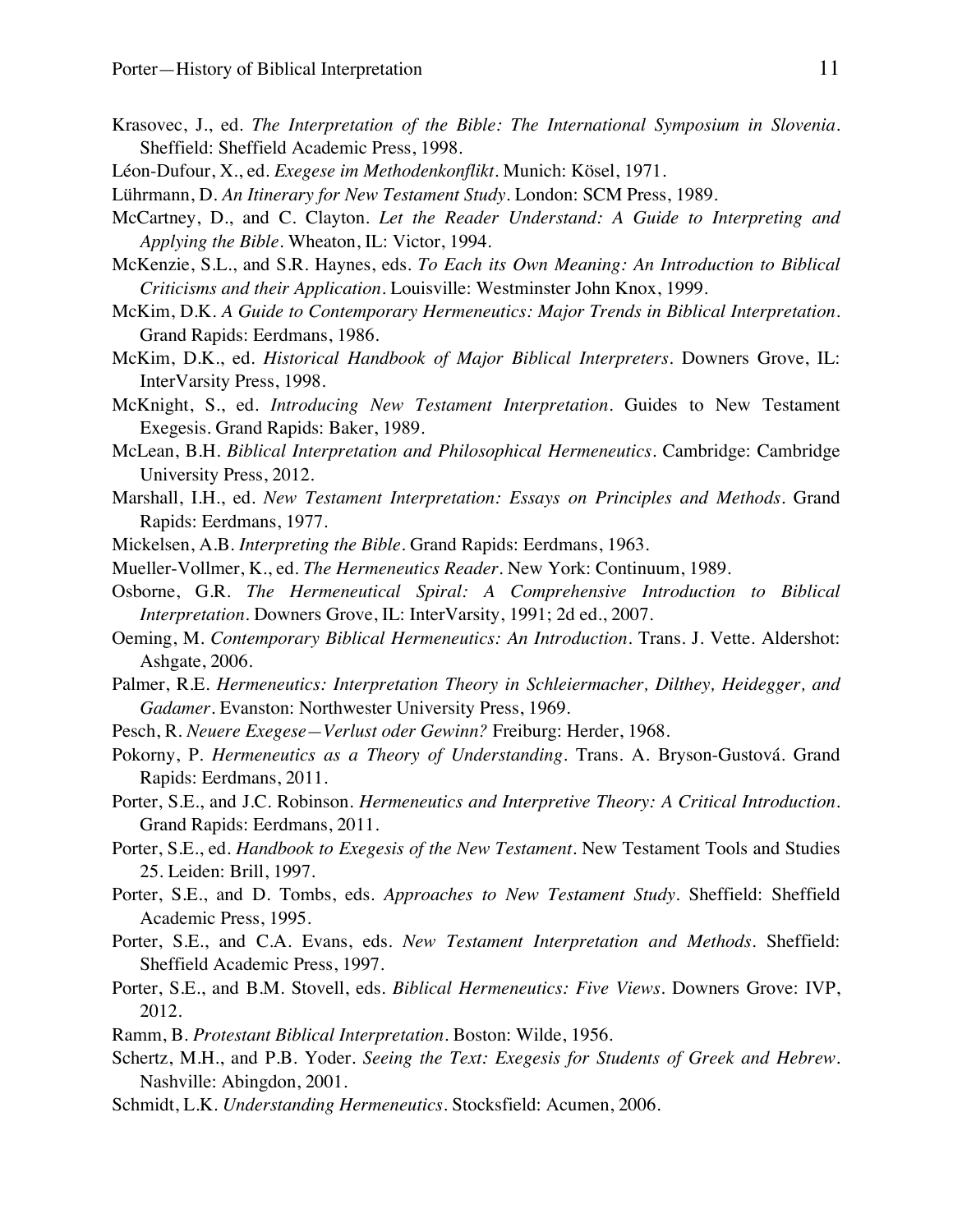Krasovec, J., ed. *The Interpretation of the Bible: The International Symposium in Slovenia*. Sheffield: Sheffield Academic Press, 1998.

Léon-Dufour, X., ed. *Exegese im Methodenkonflikt*. Munich: Kösel, 1971.

Lührmann, D. *An Itinerary for New Testament Study*. London: SCM Press, 1989.

McCartney, D., and C. Clayton. *Let the Reader Understand: A Guide to Interpreting and Applying the Bible*. Wheaton, IL: Victor, 1994.

McKenzie, S.L., and S.R. Haynes, eds. *To Each its Own Meaning: An Introduction to Biblical Criticisms and their Application*. Louisville: Westminster John Knox, 1999.

McKim, D.K. *A Guide to Contemporary Hermeneutics: Major Trends in Biblical Interpretation*. Grand Rapids: Eerdmans, 1986.

McKim, D.K., ed. *Historical Handbook of Major Biblical Interpreters*. Downers Grove, IL: InterVarsity Press, 1998.

McKnight, S., ed. *Introducing New Testament Interpretation*. Guides to New Testament Exegesis. Grand Rapids: Baker, 1989.

McLean, B.H. *Biblical Interpretation and Philosophical Hermeneutics*. Cambridge: Cambridge University Press, 2012.

Marshall, I.H., ed. *New Testament Interpretation: Essays on Principles and Methods*. Grand Rapids: Eerdmans, 1977.

Mickelsen, A.B. *Interpreting the Bible*. Grand Rapids: Eerdmans, 1963.

Mueller-Vollmer, K., ed. *The Hermeneutics Reader*. New York: Continuum, 1989.

Osborne, G.R. *The Hermeneutical Spiral: A Comprehensive Introduction to Biblical Interpretation*. Downers Grove, IL: InterVarsity, 1991; 2d ed., 2007.

Oeming, M. *Contemporary Biblical Hermeneutics: An Introduction*. Trans. J. Vette. Aldershot: Ashgate, 2006.

Palmer, R.E. *Hermeneutics: Interpretation Theory in Schleiermacher, Dilthey, Heidegger, and Gadamer*. Evanston: Northwester University Press, 1969.

Pesch, R. *Neuere Exegese—Verlust oder Gewinn?* Freiburg: Herder, 1968.

Pokorny, P. *Hermeneutics as a Theory of Understanding*. Trans. A. Bryson-Gustová. Grand Rapids: Eerdmans, 2011.

Porter, S.E., and J.C. Robinson. *Hermeneutics and Interpretive Theory: A Critical Introduction*. Grand Rapids: Eerdmans, 2011.

Porter, S.E., ed. *Handbook to Exegesis of the New Testament*. New Testament Tools and Studies 25. Leiden: Brill, 1997.

Porter, S.E., and D. Tombs, eds. *Approaches to New Testament Study*. Sheffield: Sheffield Academic Press, 1995.

Porter, S.E., and C.A. Evans, eds. *New Testament Interpretation and Methods*. Sheffield: Sheffield Academic Press, 1997.

Porter, S.E., and B.M. Stovell, eds. *Biblical Hermeneutics: Five Views*. Downers Grove: IVP, 2012.

Ramm, B. *Protestant Biblical Interpretation*. Boston: Wilde, 1956.

Schertz, M.H., and P.B. Yoder. *Seeing the Text: Exegesis for Students of Greek and Hebrew*. Nashville: Abingdon, 2001.

Schmidt, L.K. *Understanding Hermeneutics*. Stocksfield: Acumen, 2006.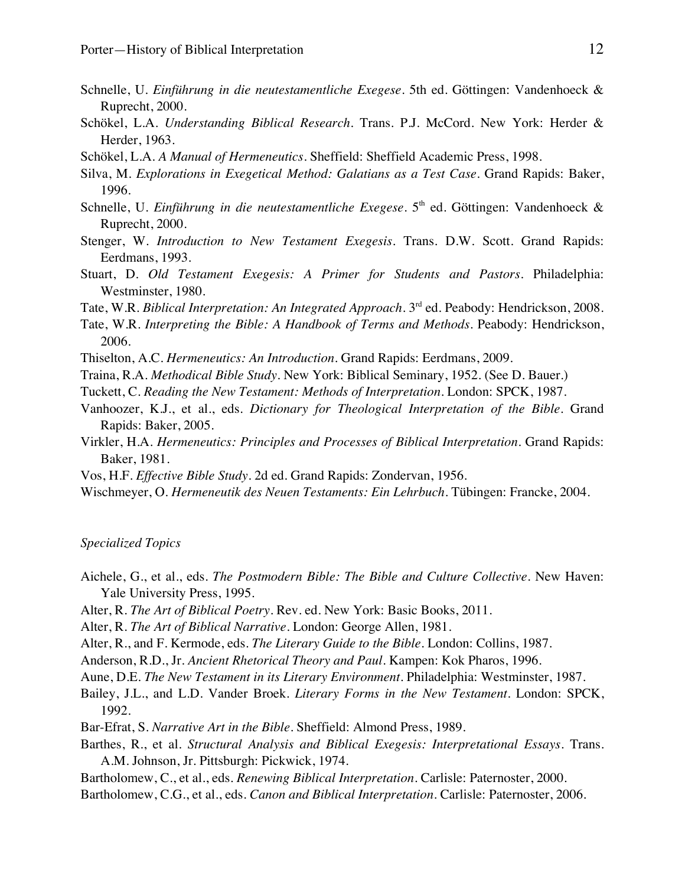Schnelle, U. *Einführung in die neutestamentliche Exegese*. 5th ed. Göttingen: Vandenhoeck & Ruprecht, 2000.

Schökel, L.A. *Understanding Biblical Research*. Trans. P.J. McCord. New York: Herder & Herder, 1963.

Schökel, L.A. *A Manual of Hermeneutics*. Sheffield: Sheffield Academic Press, 1998.

Silva, M. *Explorations in Exegetical Method: Galatians as a Test Case*. Grand Rapids: Baker, 1996.

Schnelle, U. *Einführung in die neutestamentliche Exegese*. 5th ed. Göttingen: Vandenhoeck & Ruprecht, 2000.

Stenger, W. *Introduction to New Testament Exegesis*. Trans. D.W. Scott. Grand Rapids: Eerdmans, 1993.

Stuart, D. *Old Testament Exegesis: A Primer for Students and Pastors*. Philadelphia: Westminster, 1980.

Tate, W.R. *Biblical Interpretation: An Integrated Approach*. 3rd ed. Peabody: Hendrickson, 2008.

Tate, W.R. *Interpreting the Bible: A Handbook of Terms and Methods*. Peabody: Hendrickson, 2006.

Thiselton, A.C. *Hermeneutics: An Introduction*. Grand Rapids: Eerdmans, 2009.

Traina, R.A. *Methodical Bible Study*. New York: Biblical Seminary, 1952. (See D. Bauer.)

Tuckett, C. *Reading the New Testament: Methods of Interpretation*. London: SPCK, 1987.

Vanhoozer, K.J., et al., eds. *Dictionary for Theological Interpretation of the Bible*. Grand Rapids: Baker, 2005.

Virkler, H.A. *Hermeneutics: Principles and Processes of Biblical Interpretation*. Grand Rapids: Baker, 1981.

Vos, H.F. *Effective Bible Study*. 2d ed. Grand Rapids: Zondervan, 1956.

Wischmeyer, O. *Hermeneutik des Neuen Testaments: Ein Lehrbuch*. Tübingen: Francke, 2004.

### *Specialized Topics*

Aichele, G., et al., eds. *The Postmodern Bible: The Bible and Culture Collective*. New Haven: Yale University Press, 1995.

Alter, R. *The Art of Biblical Poetry*. Rev. ed. New York: Basic Books, 2011.

Alter, R. *The Art of Biblical Narrative*. London: George Allen, 1981.

Alter, R., and F. Kermode, eds. *The Literary Guide to the Bible*. London: Collins, 1987.

Anderson, R.D., Jr. *Ancient Rhetorical Theory and Paul*. Kampen: Kok Pharos, 1996.

Aune, D.E. *The New Testament in its Literary Environment*. Philadelphia: Westminster, 1987.

Bailey, J.L., and L.D. Vander Broek. *Literary Forms in the New Testament*. London: SPCK, 1992.

Bar-Efrat, S. *Narrative Art in the Bible*. Sheffield: Almond Press, 1989.

Barthes, R., et al. *Structural Analysis and Biblical Exegesis: Interpretational Essays*. Trans. A.M. Johnson, Jr. Pittsburgh: Pickwick, 1974.

Bartholomew, C., et al., eds. *Renewing Biblical Interpretation*. Carlisle: Paternoster, 2000.

Bartholomew, C.G., et al., eds. *Canon and Biblical Interpretation*. Carlisle: Paternoster, 2006.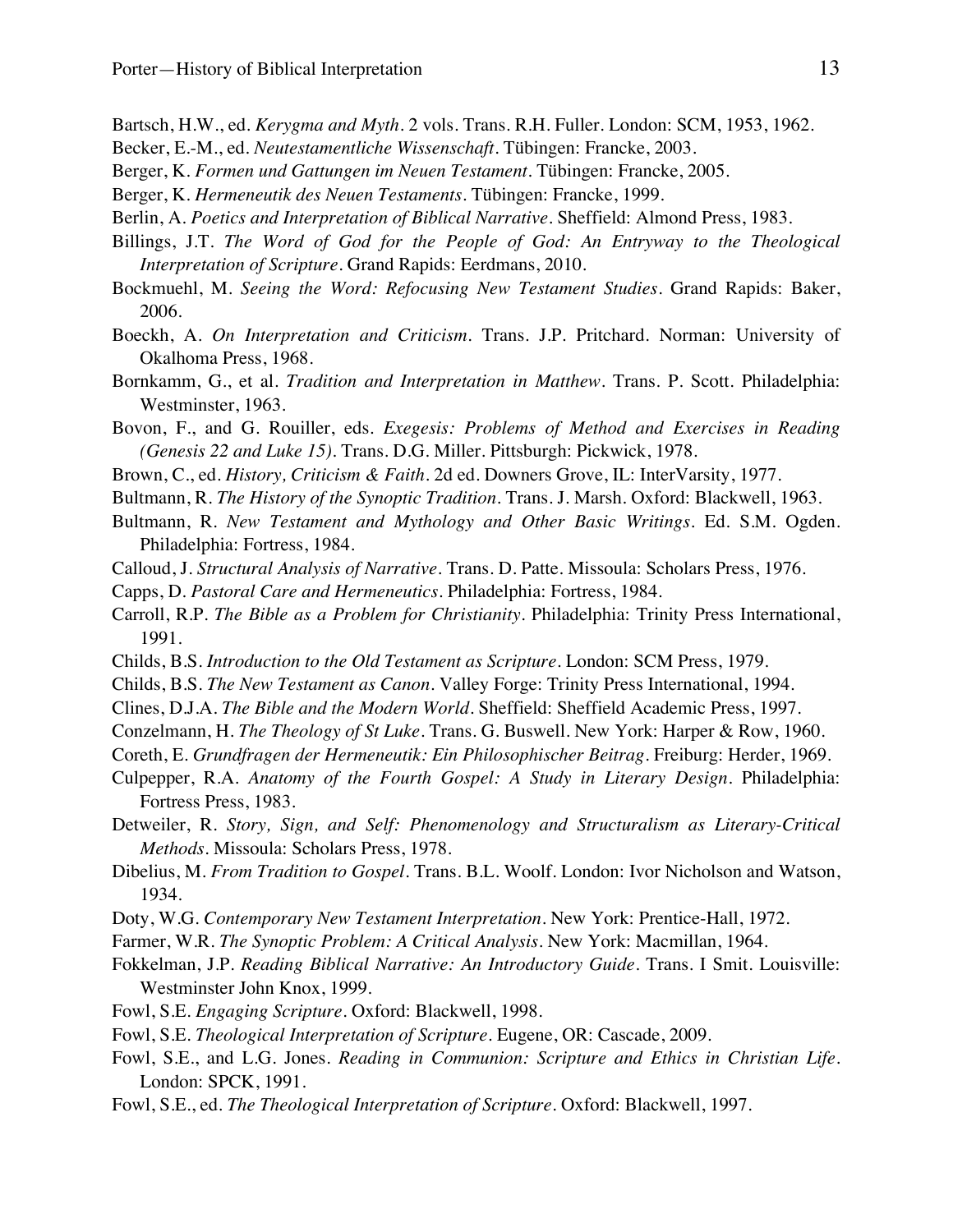Bartsch, H.W., ed. *Kerygma and Myth*. 2 vols. Trans. R.H. Fuller. London: SCM, 1953, 1962.

Becker, E.-M., ed. *Neutestamentliche Wissenschaft*. Tübingen: Francke, 2003.

Berger, K. *Formen und Gattungen im Neuen Testament*. Tübingen: Francke, 2005.

Berger, K. *Hermeneutik des Neuen Testaments*. Tübingen: Francke, 1999.

Berlin, A. *Poetics and Interpretation of Biblical Narrative*. Sheffield: Almond Press, 1983.

Billings, J.T. *The Word of God for the People of God: An Entryway to the Theological Interpretation of Scripture*. Grand Rapids: Eerdmans, 2010.

Bockmuehl, M. *Seeing the Word: Refocusing New Testament Studies*. Grand Rapids: Baker, 2006.

Boeckh, A. *On Interpretation and Criticism*. Trans. J.P. Pritchard. Norman: University of Okalhoma Press, 1968.

Bornkamm, G., et al. *Tradition and Interpretation in Matthew*. Trans. P. Scott. Philadelphia: Westminster, 1963.

Bovon, F., and G. Rouiller, eds. *Exegesis: Problems of Method and Exercises in Reading (Genesis 22 and Luke 15)*. Trans. D.G. Miller. Pittsburgh: Pickwick, 1978.

Brown, C., ed. *History, Criticism & Faith*. 2d ed. Downers Grove, IL: InterVarsity, 1977.

Bultmann, R. *The History of the Synoptic Tradition*. Trans. J. Marsh. Oxford: Blackwell, 1963.

Bultmann, R. *New Testament and Mythology and Other Basic Writings*. Ed. S.M. Ogden. Philadelphia: Fortress, 1984.

Calloud, J. *Structural Analysis of Narrative*. Trans. D. Patte. Missoula: Scholars Press, 1976.

Capps, D. *Pastoral Care and Hermeneutics*. Philadelphia: Fortress, 1984.

Carroll, R.P. *The Bible as a Problem for Christianity*. Philadelphia: Trinity Press International, 1991.

Childs, B.S. *Introduction to the Old Testament as Scripture*. London: SCM Press, 1979.

Childs, B.S. *The New Testament as Canon*. Valley Forge: Trinity Press International, 1994.

Clines, D.J.A. *The Bible and the Modern World*. Sheffield: Sheffield Academic Press, 1997.

Conzelmann, H. *The Theology of St Luke*. Trans. G. Buswell. New York: Harper & Row, 1960.

Coreth, E. *Grundfragen der Hermeneutik: Ein Philosophischer Beitrag*. Freiburg: Herder, 1969.

Culpepper, R.A. *Anatomy of the Fourth Gospel: A Study in Literary Design*. Philadelphia: Fortress Press, 1983.

Detweiler, R. *Story, Sign, and Self: Phenomenology and Structuralism as Literary-Critical Methods*. Missoula: Scholars Press, 1978.

Dibelius, M. *From Tradition to Gospel*. Trans. B.L. Woolf. London: Ivor Nicholson and Watson, 1934.

Doty, W.G. *Contemporary New Testament Interpretation*. New York: Prentice-Hall, 1972.

Farmer, W.R. *The Synoptic Problem: A Critical Analysis*. New York: Macmillan, 1964.

Fokkelman, J.P. *Reading Biblical Narrative: An Introductory Guide*. Trans. I Smit. Louisville: Westminster John Knox, 1999.

Fowl, S.E. *Engaging Scripture*. Oxford: Blackwell, 1998.

Fowl, S.E. *Theological Interpretation of Scripture*. Eugene, OR: Cascade, 2009.

Fowl, S.E., and L.G. Jones. *Reading in Communion: Scripture and Ethics in Christian Life*. London: SPCK, 1991.

Fowl, S.E., ed. *The Theological Interpretation of Scripture*. Oxford: Blackwell, 1997.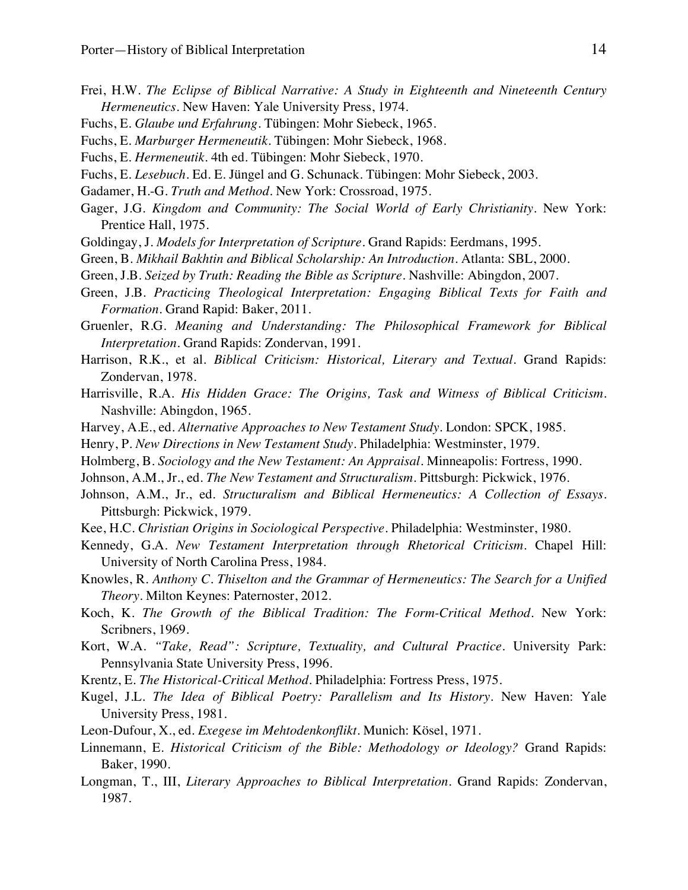Frei, H.W. *The Eclipse of Biblical Narrative: A Study in Eighteenth and Nineteenth Century Hermeneutics*. New Haven: Yale University Press, 1974.

Fuchs, E. *Glaube und Erfahrung*. Tübingen: Mohr Siebeck, 1965.

Fuchs, E. *Marburger Hermeneutik*. Tübingen: Mohr Siebeck, 1968.

Fuchs, E. *Hermeneutik*. 4th ed. Tübingen: Mohr Siebeck, 1970.

Fuchs, E. *Lesebuch*. Ed. E. Jüngel and G. Schunack. Tübingen: Mohr Siebeck, 2003.

Gadamer, H.-G. *Truth and Method*. New York: Crossroad, 1975.

Gager, J.G. *Kingdom and Community: The Social World of Early Christianity*. New York: Prentice Hall, 1975.

Goldingay, J. *Models for Interpretation of Scripture*. Grand Rapids: Eerdmans, 1995.

Green, B. *Mikhail Bakhtin and Biblical Scholarship: An Introduction*. Atlanta: SBL, 2000.

Green, J.B. *Seized by Truth: Reading the Bible as Scripture*. Nashville: Abingdon, 2007.

Green, J.B. *Practicing Theological Interpretation: Engaging Biblical Texts for Faith and Formation*. Grand Rapid: Baker, 2011.

Gruenler, R.G. *Meaning and Understanding: The Philosophical Framework for Biblical Interpretation*. Grand Rapids: Zondervan, 1991.

Harrison, R.K., et al. *Biblical Criticism: Historical, Literary and Textual*. Grand Rapids: Zondervan, 1978.

Harrisville, R.A. *His Hidden Grace: The Origins, Task and Witness of Biblical Criticism*. Nashville: Abingdon, 1965.

Harvey, A.E., ed. *Alternative Approaches to New Testament Study*. London: SPCK, 1985.

Henry, P. *New Directions in New Testament Study*. Philadelphia: Westminster, 1979.

Holmberg, B. *Sociology and the New Testament: An Appraisal*. Minneapolis: Fortress, 1990.

Johnson, A.M., Jr., ed. *The New Testament and Structuralism*. Pittsburgh: Pickwick, 1976.

Johnson, A.M., Jr., ed. *Structuralism and Biblical Hermeneutics: A Collection of Essays*. Pittsburgh: Pickwick, 1979.

Kee, H.C. *Christian Origins in Sociological Perspective*. Philadelphia: Westminster, 1980.

Kennedy, G.A. *New Testament Interpretation through Rhetorical Criticism*. Chapel Hill: University of North Carolina Press, 1984.

Knowles, R. *Anthony C. Thiselton and the Grammar of Hermeneutics: The Search for a Unified Theory*. Milton Keynes: Paternoster, 2012.

Koch, K. *The Growth of the Biblical Tradition: The Form-Critical Method*. New York: Scribners, 1969.

Kort, W.A. *"Take, Read": Scripture, Textuality, and Cultural Practice*. University Park: Pennsylvania State University Press, 1996.

Krentz, E. *The Historical-Critical Method*. Philadelphia: Fortress Press, 1975.

Kugel, J.L. *The Idea of Biblical Poetry: Parallelism and Its History*. New Haven: Yale University Press, 1981.

Leon-Dufour, X., ed. *Exegese im Mehtodenkonflikt*. Munich: Kösel, 1971.

Linnemann, E. *Historical Criticism of the Bible: Methodology or Ideology?* Grand Rapids: Baker, 1990.

Longman, T., III, *Literary Approaches to Biblical Interpretation*. Grand Rapids: Zondervan, 1987.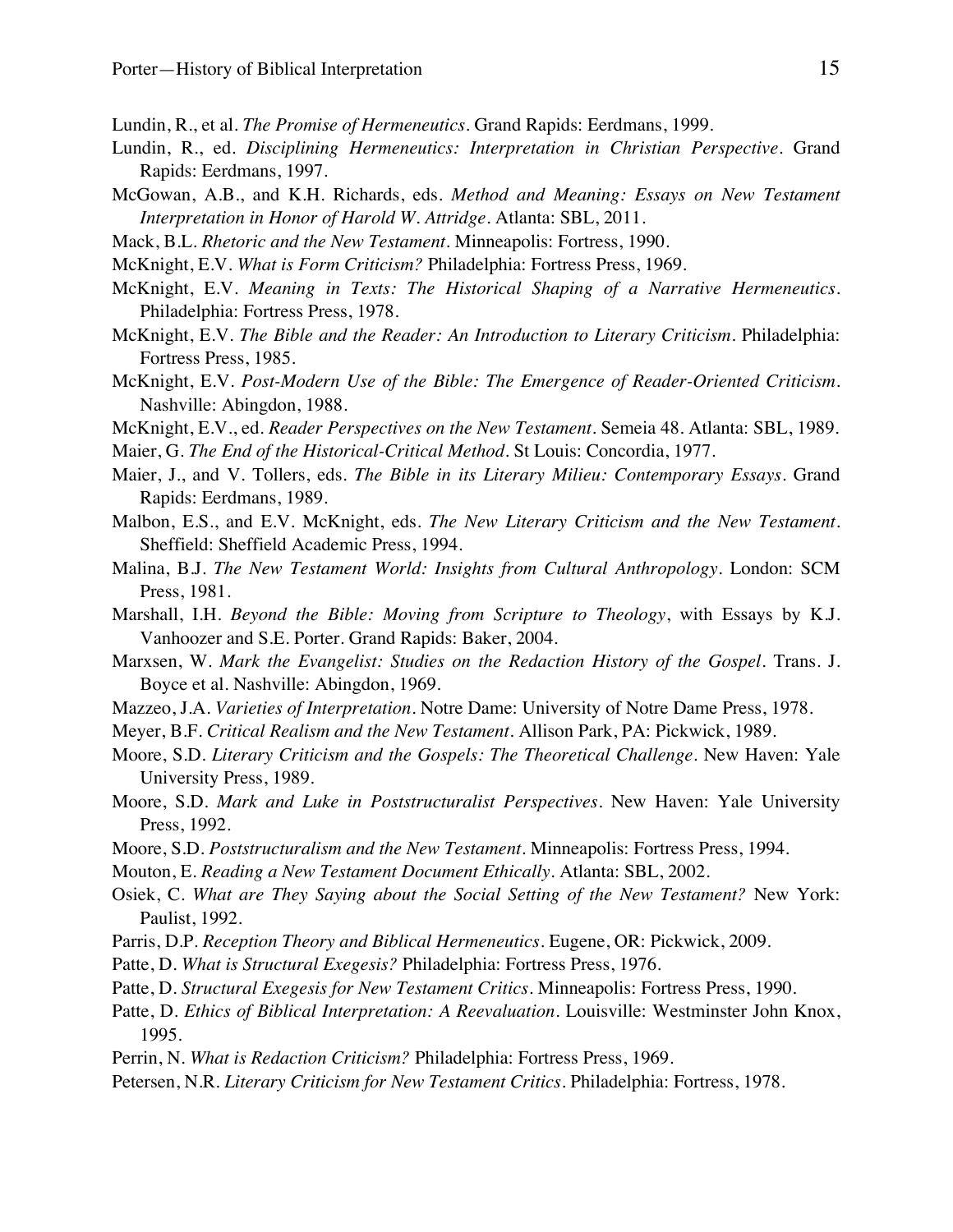Lundin, R., et al. *The Promise of Hermeneutics*. Grand Rapids: Eerdmans, 1999.

Lundin, R., ed. *Disciplining Hermeneutics: Interpretation in Christian Perspective*. Grand Rapids: Eerdmans, 1997.

McGowan, A.B., and K.H. Richards, eds. *Method and Meaning: Essays on New Testament Interpretation in Honor of Harold W. Attridge*. Atlanta: SBL, 2011.

Mack, B.L. *Rhetoric and the New Testament*. Minneapolis: Fortress, 1990.

McKnight, E.V. *What is Form Criticism?* Philadelphia: Fortress Press, 1969.

McKnight, E.V. *Meaning in Texts: The Historical Shaping of a Narrative Hermeneutics*. Philadelphia: Fortress Press, 1978.

McKnight, E.V. *The Bible and the Reader: An Introduction to Literary Criticism*. Philadelphia: Fortress Press, 1985.

McKnight, E.V. *Post-Modern Use of the Bible: The Emergence of Reader-Oriented Criticism*. Nashville: Abingdon, 1988.

McKnight, E.V., ed. *Reader Perspectives on the New Testament*. Semeia 48. Atlanta: SBL, 1989.

Maier, G. *The End of the Historical-Critical Method*. St Louis: Concordia, 1977.

Maier, J., and V. Tollers, eds. *The Bible in its Literary Milieu: Contemporary Essays*. Grand Rapids: Eerdmans, 1989.

Malbon, E.S., and E.V. McKnight, eds. *The New Literary Criticism and the New Testament*. Sheffield: Sheffield Academic Press, 1994.

Malina, B.J. *The New Testament World: Insights from Cultural Anthropology*. London: SCM Press, 1981.

Marshall, I.H. *Beyond the Bible: Moving from Scripture to Theology*, with Essays by K.J. Vanhoozer and S.E. Porter. Grand Rapids: Baker, 2004.

Marxsen, W. *Mark the Evangelist: Studies on the Redaction History of the Gospel*. Trans. J. Boyce et al. Nashville: Abingdon, 1969.

Mazzeo, J.A. *Varieties of Interpretation*. Notre Dame: University of Notre Dame Press, 1978.

Meyer, B.F. *Critical Realism and the New Testament*. Allison Park, PA: Pickwick, 1989.

Moore, S.D. *Literary Criticism and the Gospels: The Theoretical Challenge*. New Haven: Yale University Press, 1989.

Moore, S.D. *Mark and Luke in Poststructuralist Perspectives*. New Haven: Yale University Press, 1992.

Moore, S.D. *Poststructuralism and the New Testament*. Minneapolis: Fortress Press, 1994.

Mouton, E. *Reading a New Testament Document Ethically*. Atlanta: SBL, 2002.

Osiek, C. *What are They Saying about the Social Setting of the New Testament?* New York: Paulist, 1992.

Parris, D.P. *Reception Theory and Biblical Hermeneutics*. Eugene, OR: Pickwick, 2009.

Patte, D. *What is Structural Exegesis?* Philadelphia: Fortress Press, 1976.

Patte, D. *Structural Exegesis for New Testament Critics*. Minneapolis: Fortress Press, 1990.

Patte, D. *Ethics of Biblical Interpretation: A Reevaluation*. Louisville: Westminster John Knox, 1995.

Perrin, N. *What is Redaction Criticism?* Philadelphia: Fortress Press, 1969.

Petersen, N.R. *Literary Criticism for New Testament Critics*. Philadelphia: Fortress, 1978.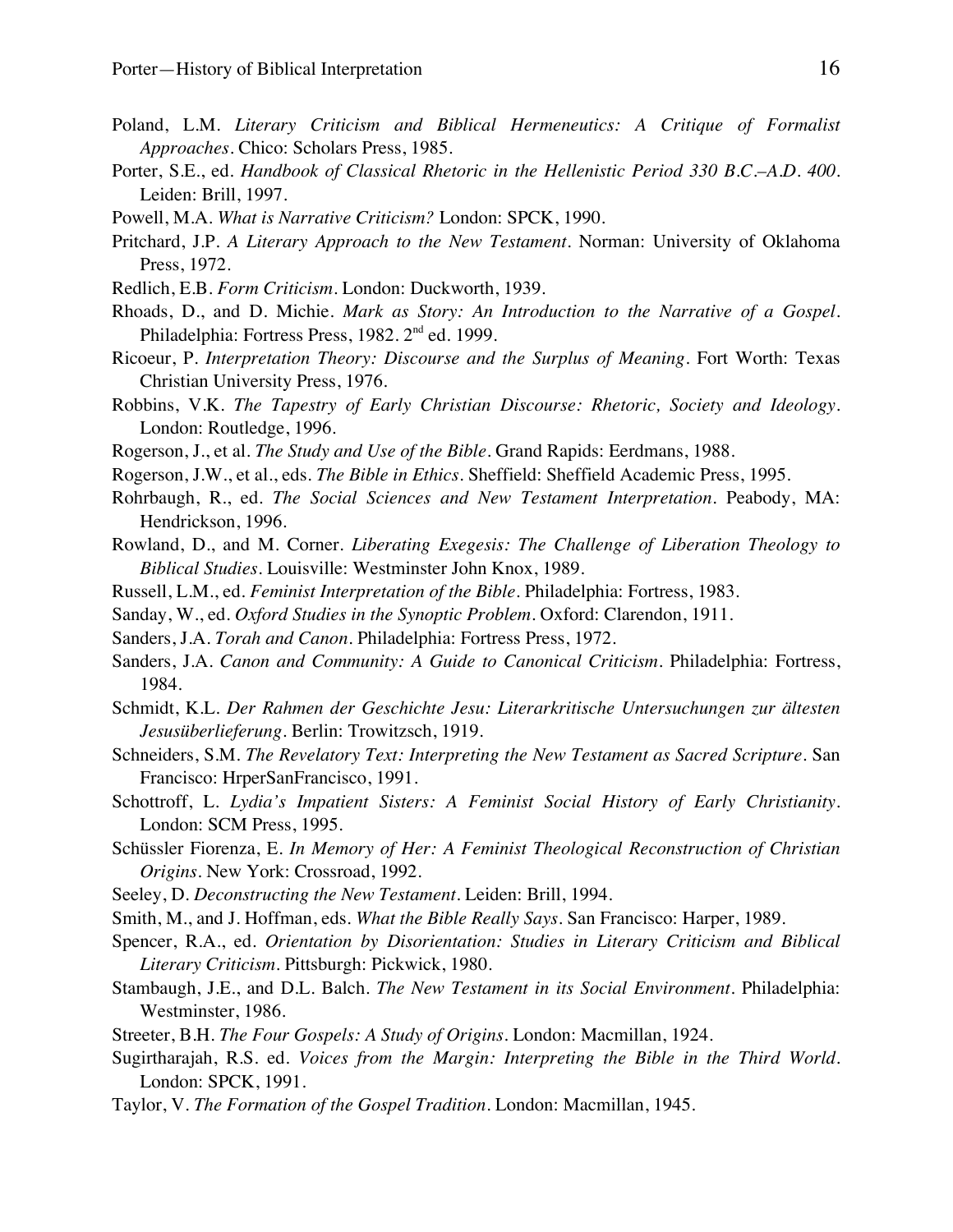Poland, L.M. *Literary Criticism and Biblical Hermeneutics: A Critique of Formalist Approaches*. Chico: Scholars Press, 1985.

Porter, S.E., ed. *Handbook of Classical Rhetoric in the Hellenistic Period 330 B.C.–A.D. 400*. Leiden: Brill, 1997.

Powell, M.A. *What is Narrative Criticism?* London: SPCK, 1990.

Pritchard, J.P. *A Literary Approach to the New Testament*. Norman: University of Oklahoma Press, 1972.

Redlich, E.B. *Form Criticism*. London: Duckworth, 1939.

Rhoads, D., and D. Michie. *Mark as Story: An Introduction to the Narrative of a Gospel*. Philadelphia: Fortress Press, 1982. 2nd ed. 1999.

Ricoeur, P. *Interpretation Theory: Discourse and the Surplus of Meaning*. Fort Worth: Texas Christian University Press, 1976.

Robbins, V.K. *The Tapestry of Early Christian Discourse: Rhetoric, Society and Ideology*. London: Routledge, 1996.

Rogerson, J., et al. *The Study and Use of the Bible*. Grand Rapids: Eerdmans, 1988.

Rogerson, J.W., et al., eds. *The Bible in Ethics*. Sheffield: Sheffield Academic Press, 1995.

Rohrbaugh, R., ed. *The Social Sciences and New Testament Interpretation*. Peabody, MA: Hendrickson, 1996.

Rowland, D., and M. Corner. *Liberating Exegesis: The Challenge of Liberation Theology to Biblical Studies*. Louisville: Westminster John Knox, 1989.

Russell, L.M., ed. *Feminist Interpretation of the Bible*. Philadelphia: Fortress, 1983.

Sanday, W., ed. *Oxford Studies in the Synoptic Problem*. Oxford: Clarendon, 1911.

Sanders, J.A. *Torah and Canon*. Philadelphia: Fortress Press, 1972.

Sanders, J.A. *Canon and Community: A Guide to Canonical Criticism*. Philadelphia: Fortress, 1984.

Schmidt, K.L. *Der Rahmen der Geschichte Jesu: Literarkritische Untersuchungen zur ältesten Jesusüberlieferung*. Berlin: Trowitzsch, 1919.

Schneiders, S.M. *The Revelatory Text: Interpreting the New Testament as Sacred Scripture*. San Francisco: HrperSanFrancisco, 1991.

Schottroff, L. *Lydia's Impatient Sisters: A Feminist Social History of Early Christianity*. London: SCM Press, 1995.

Schüssler Fiorenza, E. *In Memory of Her: A Feminist Theological Reconstruction of Christian Origins*. New York: Crossroad, 1992.

Seeley, D. *Deconstructing the New Testament*. Leiden: Brill, 1994.

Smith, M., and J. Hoffman, eds. *What the Bible Really Says*. San Francisco: Harper, 1989.

Spencer, R.A., ed. *Orientation by Disorientation: Studies in Literary Criticism and Biblical Literary Criticism*. Pittsburgh: Pickwick, 1980.

Stambaugh, J.E., and D.L. Balch. *The New Testament in its Social Environment*. Philadelphia: Westminster, 1986.

Streeter, B.H. *The Four Gospels: A Study of Origins*. London: Macmillan, 1924.

Sugirtharajah, R.S. ed. *Voices from the Margin: Interpreting the Bible in the Third World*. London: SPCK, 1991.

Taylor, V. *The Formation of the Gospel Tradition*. London: Macmillan, 1945.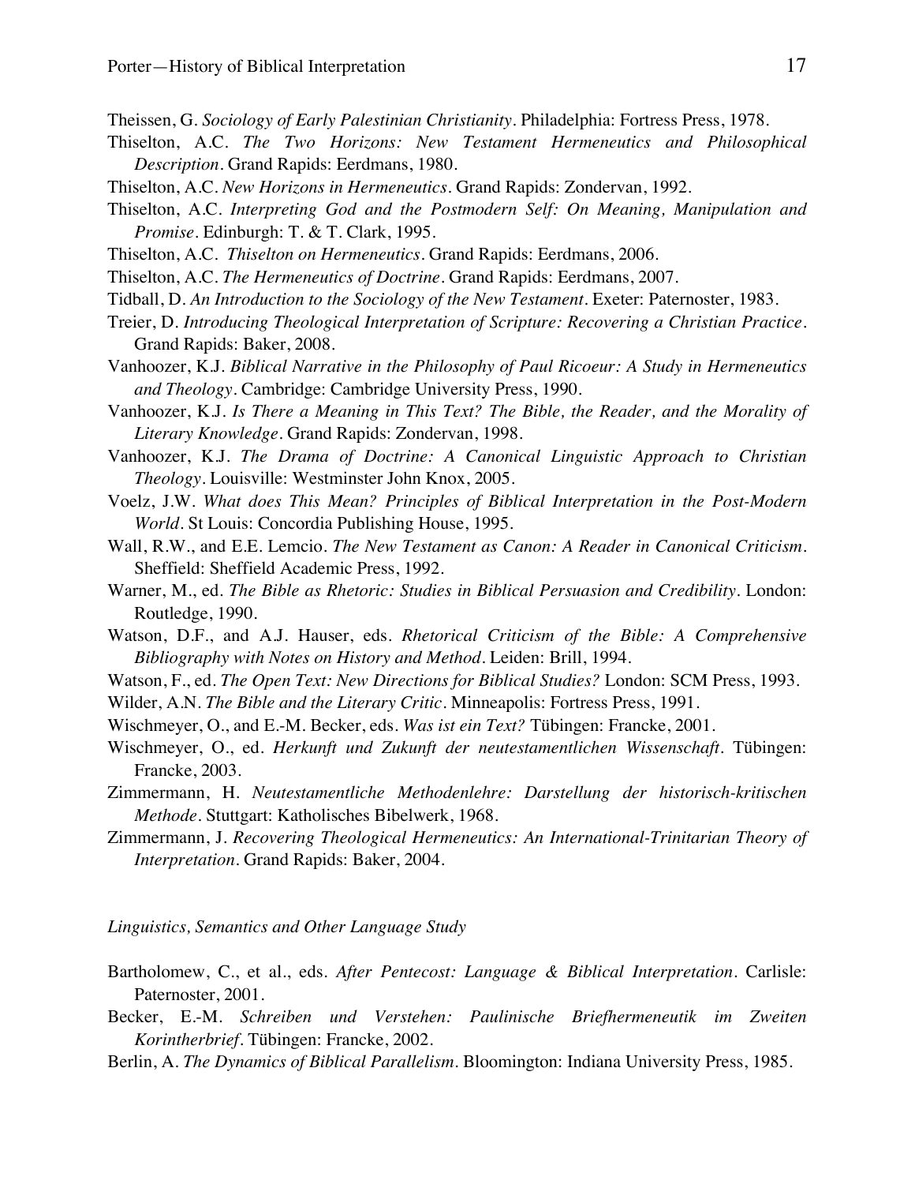Theissen, G. *Sociology of Early Palestinian Christianity*. Philadelphia: Fortress Press, 1978.

Thiselton, A.C. *The Two Horizons: New Testament Hermeneutics and Philosophical Description*. Grand Rapids: Eerdmans, 1980.

Thiselton, A.C. *New Horizons in Hermeneutics*. Grand Rapids: Zondervan, 1992.

Thiselton, A.C. *Interpreting God and the Postmodern Self: On Meaning, Manipulation and Promise*. Edinburgh: T. & T. Clark, 1995.

Thiselton, A.C. *Thiselton on Hermeneutics*. Grand Rapids: Eerdmans, 2006.

Thiselton, A.C. *The Hermeneutics of Doctrine*. Grand Rapids: Eerdmans, 2007.

Tidball, D. *An Introduction to the Sociology of the New Testament*. Exeter: Paternoster, 1983.

Treier, D. *Introducing Theological Interpretation of Scripture: Recovering a Christian Practice*. Grand Rapids: Baker, 2008.

Vanhoozer, K.J. *Biblical Narrative in the Philosophy of Paul Ricoeur: A Study in Hermeneutics and Theology*. Cambridge: Cambridge University Press, 1990.

Vanhoozer, K.J. *Is There a Meaning in This Text? The Bible, the Reader, and the Morality of Literary Knowledge*. Grand Rapids: Zondervan, 1998.

Vanhoozer, K.J. *The Drama of Doctrine: A Canonical Linguistic Approach to Christian Theology*. Louisville: Westminster John Knox, 2005.

Voelz, J.W. *What does This Mean? Principles of Biblical Interpretation in the Post-Modern World*. St Louis: Concordia Publishing House, 1995.

Wall, R.W., and E.E. Lemcio. *The New Testament as Canon: A Reader in Canonical Criticism*. Sheffield: Sheffield Academic Press, 1992.

Warner, M., ed. *The Bible as Rhetoric: Studies in Biblical Persuasion and Credibility*. London: Routledge, 1990.

Watson, D.F., and A.J. Hauser, eds. *Rhetorical Criticism of the Bible: A Comprehensive Bibliography with Notes on History and Method*. Leiden: Brill, 1994.

Watson, F., ed. *The Open Text: New Directions for Biblical Studies?* London: SCM Press, 1993.

Wilder, A.N. *The Bible and the Literary Critic*. Minneapolis: Fortress Press, 1991.

Wischmeyer, O., and E.-M. Becker, eds. *Was ist ein Text?* Tübingen: Francke, 2001.

Wischmeyer, O., ed. *Herkunft und Zukunft der neutestamentlichen Wissenschaft*. Tübingen: Francke, 2003.

Zimmermann, H. *Neutestamentliche Methodenlehre: Darstellung der historisch-kritischen Methode*. Stuttgart: Katholisches Bibelwerk, 1968.

Zimmermann, J. *Recovering Theological Hermeneutics: An International-Trinitarian Theory of Interpretation*. Grand Rapids: Baker, 2004.

### *Linguistics, Semantics and Other Language Study*

Bartholomew, C., et al., eds. *After Pentecost: Language & Biblical Interpretation*. Carlisle: Paternoster, 2001.

Becker, E.-M. *Schreiben und Verstehen: Paulinische Briefhermeneutik im Zweiten Korintherbrief*. Tübingen: Francke, 2002.

Berlin, A. *The Dynamics of Biblical Parallelism*. Bloomington: Indiana University Press, 1985.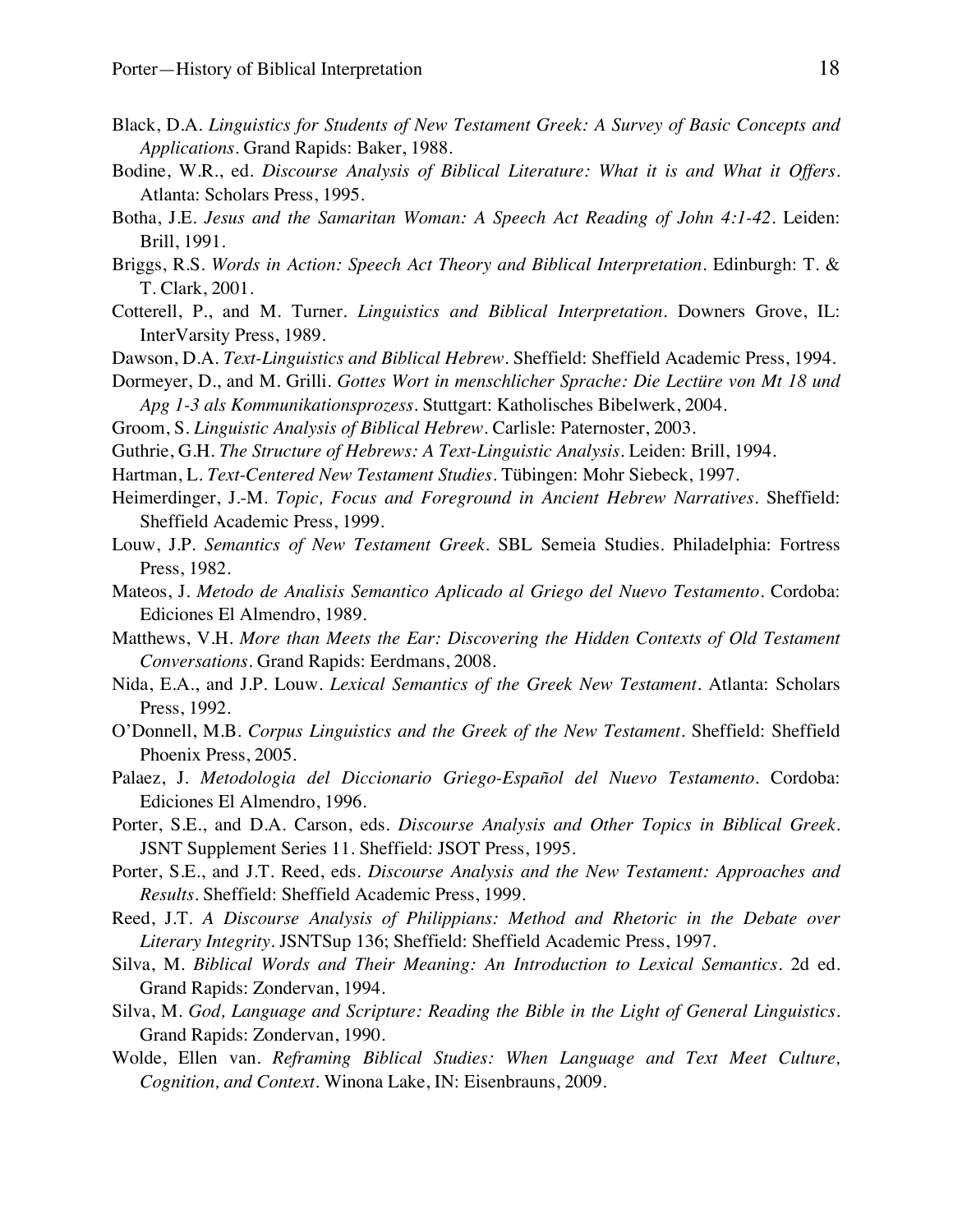Black, D.A. *Linguistics for Students of New Testament Greek: A Survey of Basic Concepts and Applications*. Grand Rapids: Baker, 1988.

Bodine, W.R., ed. *Discourse Analysis of Biblical Literature: What it is and What it Offers*. Atlanta: Scholars Press, 1995.

Botha, J.E. *Jesus and the Samaritan Woman: A Speech Act Reading of John 4:1-42*. Leiden: Brill, 1991.

Briggs, R.S. *Words in Action: Speech Act Theory and Biblical Interpretation*. Edinburgh: T. & T. Clark, 2001.

Cotterell, P., and M. Turner. *Linguistics and Biblical Interpretation*. Downers Grove, IL: InterVarsity Press, 1989.

Dawson, D.A. *Text-Linguistics and Biblical Hebrew*. Sheffield: Sheffield Academic Press, 1994.

Dormeyer, D., and M. Grilli. *Gottes Wort in menschlicher Sprache: Die Lectüre von Mt 18 und Apg 1-3 als Kommunikationsprozess*. Stuttgart: Katholisches Bibelwerk, 2004.

Groom, S. *Linguistic Analysis of Biblical Hebrew*. Carlisle: Paternoster, 2003.

Guthrie, G.H. *The Structure of Hebrews: A Text-Linguistic Analysis*. Leiden: Brill, 1994.

Hartman, L. *Text-Centered New Testament Studies*. Tübingen: Mohr Siebeck, 1997.

Heimerdinger, J.-M. *Topic, Focus and Foreground in Ancient Hebrew Narratives*. Sheffield: Sheffield Academic Press, 1999.

Louw, J.P. *Semantics of New Testament Greek*. SBL Semeia Studies. Philadelphia: Fortress Press, 1982.

Mateos, J. *Metodo de Analisis Semantico Aplicado al Griego del Nuevo Testamento*. Cordoba: Ediciones El Almendro, 1989.

Matthews, V.H. *More than Meets the Ear: Discovering the Hidden Contexts of Old Testament Conversations*. Grand Rapids: Eerdmans, 2008.

Nida, E.A., and J.P. Louw. *Lexical Semantics of the Greek New Testament*. Atlanta: Scholars Press, 1992.

O'Donnell, M.B. *Corpus Linguistics and the Greek of the New Testament*. Sheffield: Sheffield Phoenix Press, 2005.

Palaez, J. *Metodologia del Diccionario Griego-Español del Nuevo Testamento*. Cordoba: Ediciones El Almendro, 1996.

Porter, S.E., and D.A. Carson, eds. *Discourse Analysis and Other Topics in Biblical Greek*. JSNT Supplement Series 11. Sheffield: JSOT Press, 1995.

Porter, S.E., and J.T. Reed, eds. *Discourse Analysis and the New Testament: Approaches and Results*. Sheffield: Sheffield Academic Press, 1999.

Reed, J.T. *A Discourse Analysis of Philippians: Method and Rhetoric in the Debate over Literary Integrity*. JSNTSup 136; Sheffield: Sheffield Academic Press, 1997.

Silva, M. *Biblical Words and Their Meaning: An Introduction to Lexical Semantics*. 2d ed. Grand Rapids: Zondervan, 1994.

Silva, M. *God, Language and Scripture: Reading the Bible in the Light of General Linguistics*. Grand Rapids: Zondervan, 1990.

Wolde, Ellen van. *Reframing Biblical Studies: When Language and Text Meet Culture, Cognition, and Context*. Winona Lake, IN: Eisenbrauns, 2009.